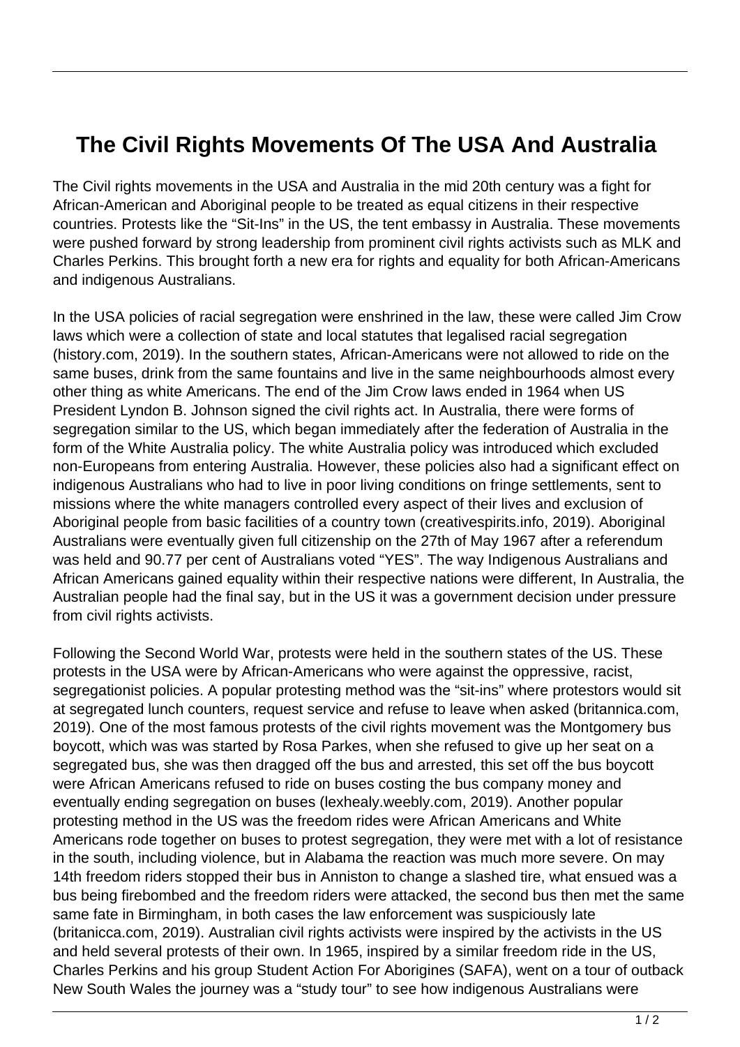# The Civil Rights Movements Of The USA And Australia

The Civil rights movements in the USA and Australia in the mid 20th century was a fight for African-American and Aboriginal people to be treated as equal citizens in their respective countries. Protests like the "Sit-Ins" in the US, the tent embassy in Australia. These movements were pushed forward by strong leadership from prominent civil rights activists such as MLK and Charles Perkins. This brought forth a new era for rights and equality for both African-Americans and indigenous Australians.

In the USA policies of racial segregation were enshrined in the law, these were called Jim Crow laws which were a collection of state and local statutes that legalised racial segregation (history.com, 2019). In the southern states, African-Americans were not allowed to ride on the same buses, drink from the same fountains and live in the same neighbourhoods almost every other thing as white Americans. The end of the Jim Crow laws ended in 1964 when US President Lyndon B. Johnson signed the civil rights act. In Australia, there were forms of segregation similar to the US, which began immediately after the federation of Australia in the form of the White Australia policy. The white Australia policy was introduced which excluded non-Europeans from entering Australia. However, these policies also had a significant effect on indigenous Australians who had to live in poor living conditions on fringe settlements, sent to missions where the white managers controlled every aspect of their lives and exclusion of Aboriginal people from basic facilities of a country town (creativespirits.info, 2019). Aboriginal Australians were eventually given full citizenship on the 27th of May 1967 after a referendum was held and 90.77 per cent of Australians voted "YES". The way Indigenous Australians and African Americans gained equality within their respective nations were different, In Australia, the Australian people had the final say, but in the US it was a government decision under pressure from civil rights activists.

Following the Second World War, protests were held in the southern states of the US. These protests in the USA were by African-Americans who were against the oppressive, racist, segregationist policies. A popular protesting method was the "sit-ins" where protestors would sit at segregated lunch counters, request service and refuse to leave when asked (britannica.com, 2019). One of the most famous protests of the civil rights movement was the Montgomery bus boycott, which was was started by Rosa Parkes, when she refused to give up her seat on a segregated bus, she was then dragged off the bus and arrested, this set off the bus boycott were African Americans refused to ride on buses costing the bus company money and eventually ending segregation on buses (lexhealy.weebly.com, 2019). Another popular protesting method in the US was the freedom rides were African Americans and White Americans rode together on buses to protest segregation, they were met with a lot of resistance in the south, including violence, but in Alabama the reaction was much more severe. On may 14th freedom riders stopped their bus in Anniston to change a slashed tire, what ensued was a bus being firebombed and the freedom riders were attacked, the second bus then met the same same fate in Birmingham, in both cases the law enforcement was suspiciously late (britanicca.com, 2019). Australian civil rights activists were inspired by the activists in the US and held several protests of their own. In 1965, inspired by a similar freedom ride in the US, Charles Perkins and his group Student Action For Aborigines (SAFA), went on a tour of outback New South Wales the journey was a "study tour" to see how indigenous Australians were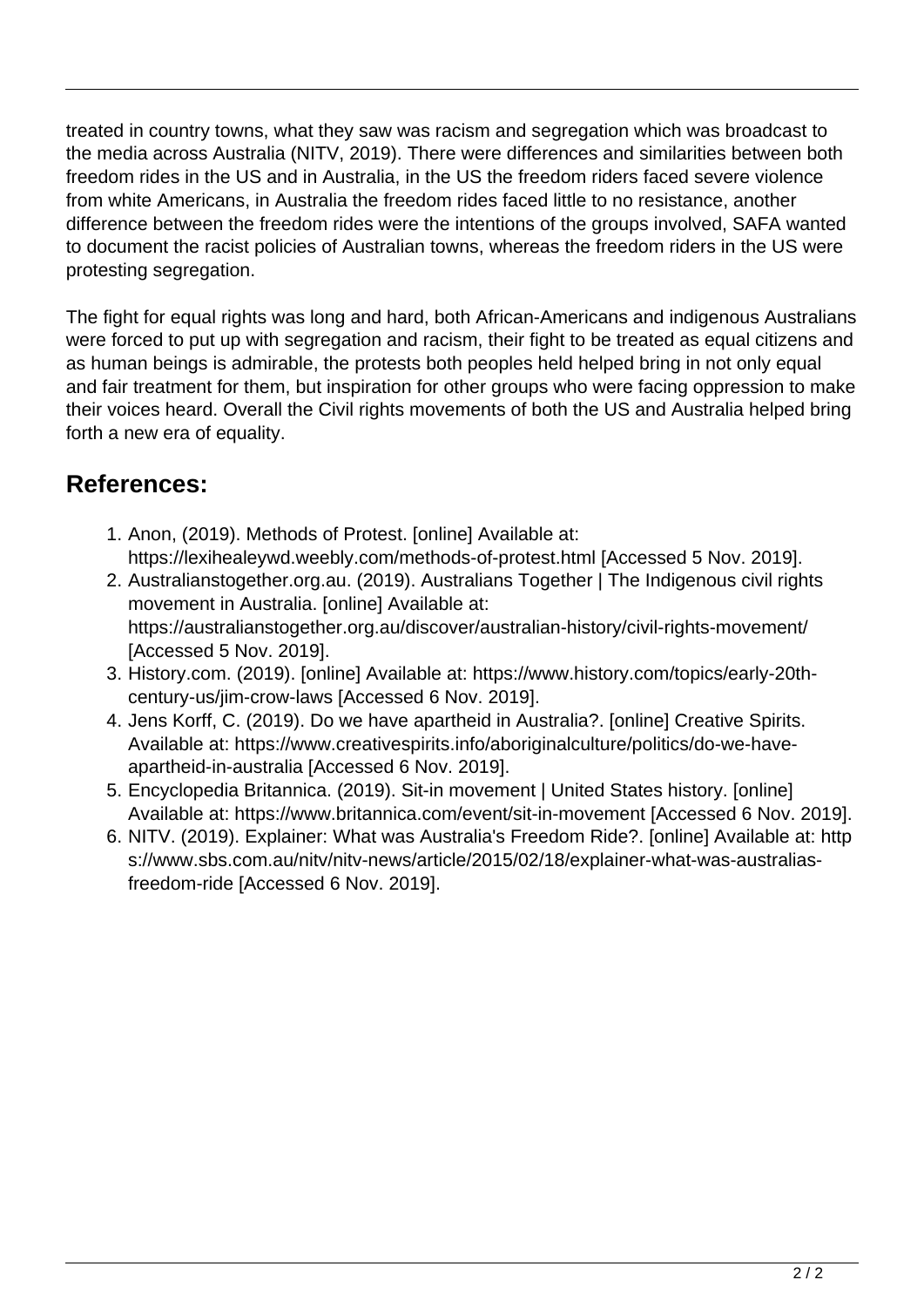treated in country towns, what they saw was racism and segregation which was broadcast to the media across Australia (NITV, 2019). There were differences and similarities between both freedom rides in the US and in Australia, in the US the freedom riders faced severe violence from white Americans, in Australia the freedom rides faced little to no resistance, another difference between the freedom rides were the intentions of the groups involved, SAFA wanted to document the racist policies of Australian towns, whereas the freedom riders in the US were protesting segregation.

The fight for equal rights was long and hard, both African-Americans and indigenous Australians were forced to put up with segregation and racism, their fight to be treated as equal citizens and as human beings is admirable, the protests both peoples held helped bring in not only equal and fair treatment for them, but inspiration for other groups who were facing oppression to make their voices heard. Overall the Civil rights movements of both the US and Australia helped bring forth a new era of equality.

## References:

1. Anon, (2019). Methods of Protest. [online] Available at: https://lexihealeywd.weebly.com/methods-of-protest.html [Accessed 5 Nov. 2019].
2. Australianstogether.org.au. (2019). Australians Together | The Indigenous civil rights movement in Australia. [online] Available at: https://australianstogether.org.au/discover/australian-history/civil-rights-movement/ [Accessed 5 Nov. 2019].
3. History.com. (2019). [online] Available at: https://www.history.com/topics/early-20th-century-us/jim-crow-laws [Accessed 6 Nov. 2019].
4. Jens Korff, C. (2019). Do we have apartheid in Australia?. [online] Creative Spirits. Available at: https://www.creativespirits.info/aboriginalculture/politics/do-we-have-apartheid-in-australia [Accessed 6 Nov. 2019].
5. Encyclopedia Britannica. (2019). Sit-in movement | United States history. [online] Available at: https://www.britannica.com/event/sit-in-movement [Accessed 6 Nov. 2019].
6. NITV. (2019). Explainer: What was Australia's Freedom Ride?. [online] Available at: https://www.sbs.com.au/nitv/nitv-news/article/2015/02/18/explainer-what-was-australias-freedom-ride [Accessed 6 Nov. 2019].